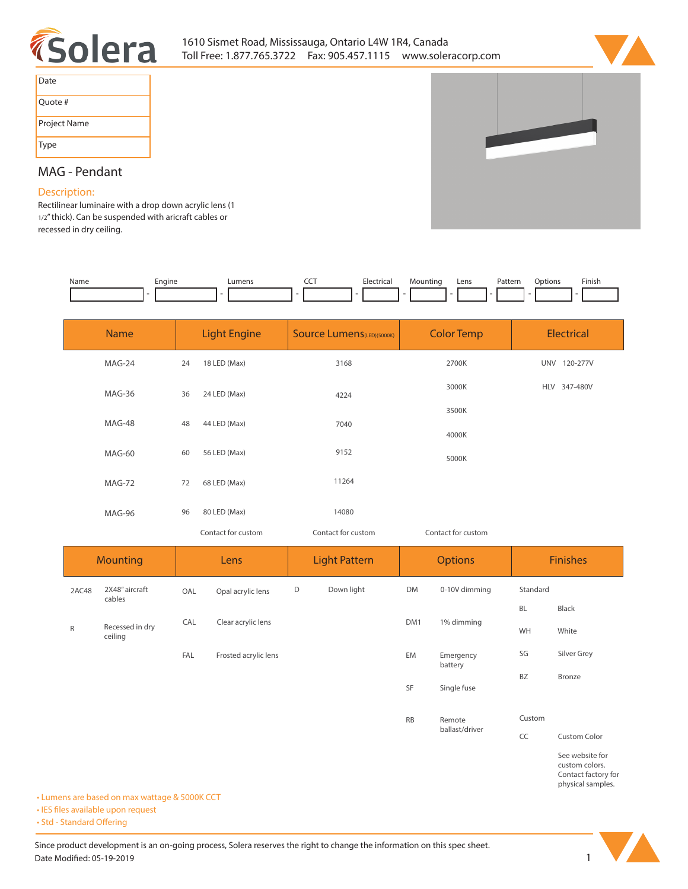1610 Sismet Road, Mississauga, Ontario L4W 1R4, Canada
Toll Free: 1.877.765.3722  Fax: 905.457.1115  www.soleracorp.com

| Date | |
|---|---|
| Quote # | |
| Project Name | |
| Type | |

## MAG - Pendant

### Description:

Rectilinear luminaire with a drop down acrylic lens (1 1/2" thick). Can be suspended with aricraft cables or recessed in dry ceiling.

| Name | Engine | Lumens | CCT | Electrical | Mounting | Lens | Pattern | Options | Finish |
|---|---|---|---|---|---|---|---|---|---|
| | | | | | | | | | |

| Name | Light Engine | | Source Lumens(LED)(5000K) | Color Temp | Electrical |
|---|---|---|---|---|---|
| MAG-24 | 24 | 18 LED (Max) | 3168 | 2700K | UNV 120-277V |
| MAG-36 | 36 | 24 LED (Max) | 4224 | 3000K | HLV 347-480V |
| MAG-48 | 48 | 44 LED (Max) | 7040 | 3500K | |
| MAG-60 | 60 | 56 LED (Max) | 9152 | 4000K | |
| MAG-72 | 72 | 68 LED (Max) | 11264 | 5000K | |
| MAG-96 | 96 | 80 LED (Max) | 14080 | | |
| | | Contact for custom | Contact for custom | Contact for custom | |

| Mounting | | Lens | | Light Pattern | | Options | | Finishes | |
|---|---|---|---|---|---|---|---|---|---|
| 2AC48 | 2X48" aircraft cables | OAL | Opal acrylic lens | D | Down light | DM | 0-10V dimming | Standard | |
| | | | | | | | | BL | Black |
| R | Recessed in dry ceiling | CAL | Clear acrylic lens | | | DM1 | 1% dimming | WH | White |
| | | FAL | Frosted acrylic lens | | | EM | Emergency battery | SG | Silver Grey |
| | | | | | | | | BZ | Bronze |
| | | | | | | SF | Single fuse | | |
| | | | | | | RB | Remote ballast/driver | Custom | |
| | | | | | | | | CC | Custom Color |
| | | | | | | | | | See website for custom colors. Contact factory for physical samples. |

- Lumens are based on max wattage & 5000K CCT
- IES files available upon request
- Std - Standard Offering

Since product development is an on-going process, Solera reserves the right to change the information on this spec sheet.
Date Modified: 05-19-2019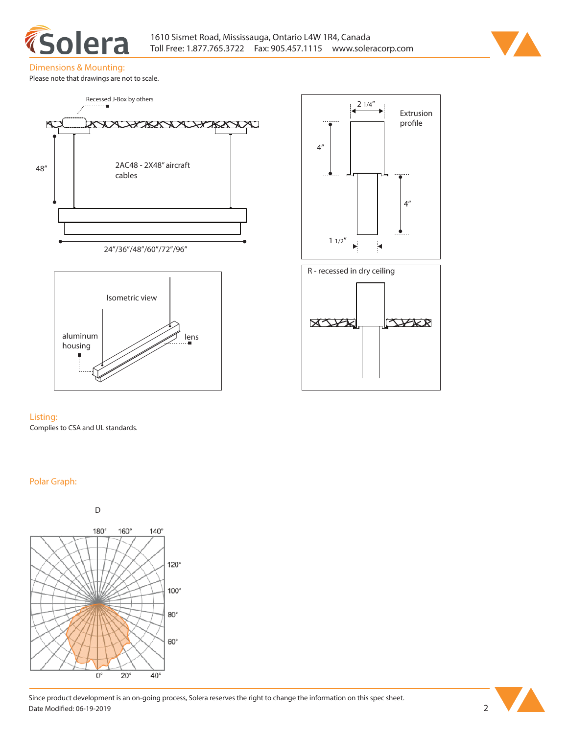1610 Sismet Road, Mississauga, Ontario L4W 1R4, Canada
Toll Free: 1.877.765.3722 Fax: 905.457.1115 www.soleracorp.com

## Dimensions & Mounting:

Please note that drawings are not to scale.

Recessed J-Box by others

48″

2AC48 - 2X48″ aircraft cables

24″/36″/48″/60″/72″/96″

2 1/4″

Extrusion profile

4″

4″

1 1/2″

Isometric view

aluminum housing

lens

R - recessed in dry ceiling

## Listing:

Complies to CSA and UL standards.

## Polar Graph:

D

180° 160° 140°

120°

100°

80°

60°

0° 20° 40°

Since product development is an on-going process, Solera reserves the right to change the information on this spec sheet.
Date Modified: 06-19-2019